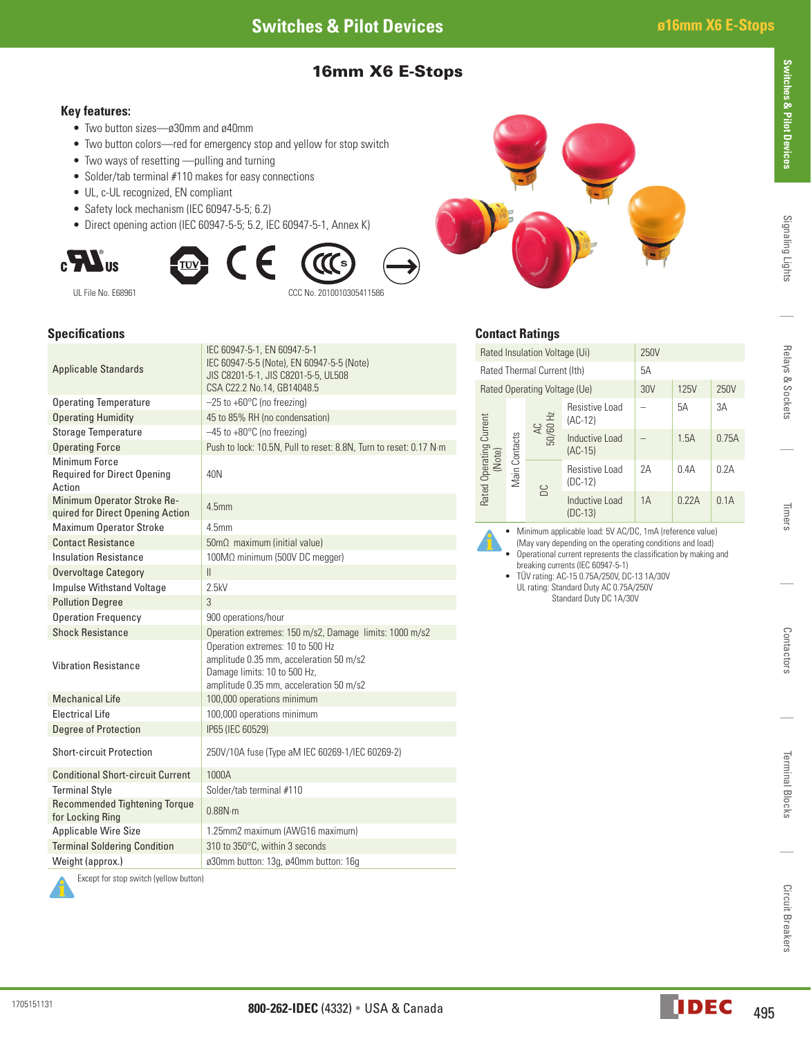# 16mm X6 E-Stops

## Key features:

- Two button sizes—ø30mm and ø40mm
- Two button colors—red for emergency stop and yellow for stop switch
- Two ways of resetting —pulling and turning
- Solder/tab terminal #110 makes for easy connections
- UL, c-UL recognized, EN compliant
- Safety lock mechanism (IEC 60947-5-5; 6.2)
- Direct opening action (IEC 60947-5-5; 5.2, IEC 60947-5-1, Annex K)

UL File No. E68961

CCC No. 2010010305411586

## Specifications

| | |
|---|---|
| Applicable Standards | IEC 60947-5-1, EN 60947-5-1<br>IEC 60947-5-5 (Note), EN 60947-5-5 (Note)<br>JIS C8201-5-1, JIS C8201-5-5, UL508<br>CSA C22.2 No.14, GB14048.5 |
| Operating Temperature | –25 to +60°C (no freezing) |
| Operating Humidity | 45 to 85% RH (no condensation) |
| Storage Temperature | –45 to +80°C (no freezing) |
| Operating Force | Push to lock: 10.5N, Pull to reset: 8.8N, Turn to reset: 0.17 N·m |
| Minimum Force Required for Direct Opening Action | 40N |
| Minimum Operator Stroke Required for Direct Opening Action | 4.5mm |
| Maximum Operator Stroke | 4.5mm |
| Contact Resistance | 50mΩ maximum (initial value) |
| Insulation Resistance | 100MΩ minimum (500V DC megger) |
| Overvoltage Category | II |
| Impulse Withstand Voltage | 2.5kV |
| Pollution Degree | 3 |
| Operation Frequency | 900 operations/hour |
| Shock Resistance | Operation extremes: 150 m/s2, Damage limits: 1000 m/s2 |
| Vibration Resistance | Operation extremes: 10 to 500 Hz<br>amplitude 0.35 mm, acceleration 50 m/s2<br>Damage limits: 10 to 500 Hz,<br>amplitude 0.35 mm, acceleration 50 m/s2 |
| Mechanical Life | 100,000 operations minimum |
| Electrical Life | 100,000 operations minimum |
| Degree of Protection | IP65 (IEC 60529) |
| Short-circuit Protection | 250V/10A fuse (Type aM IEC 60269-1/IEC 60269-2) |
| Conditional Short-circuit Current | 1000A |
| Terminal Style | Solder/tab terminal #110 |
| Recommended Tightening Torque for Locking Ring | 0.88N·m |
| Applicable Wire Size | 1.25mm2 maximum (AWG16 maximum) |
| Terminal Soldering Condition | 310 to 350°C, within 3 seconds |
| Weight (approx.) | ø30mm button: 13g, ø40mm button: 16g |

Except for stop switch (yellow button)

## Contact Ratings

| Rated Insulation Voltage (Ui) | | | | 250V | | |
|---|---|---|---|---|---|---|
| Rated Thermal Current (Ith) | | | | 5A | | |
| Rated Operating Voltage (Ue) | | | | 30V | 125V | 250V |
| Rated Operating Current (Note) | Main Contacts | AC 50/60 Hz | Resistive Load (AC-12) | – | 5A | 3A |
| | | | Inductive Load (AC-15) | – | 1.5A | 0.75A |
| | | DC | Resistive Load (DC-12) | 2A | 0.4A | 0.2A |
| | | | Inductive Load (DC-13) | 1A | 0.22A | 0.1A |

- Minimum applicable load: 5V AC/DC, 1mA (reference value) (May vary depending on the operating conditions and load)
- Operational current represents the classification by making and breaking currents (IEC 60947-5-1)
- TÜV rating: AC-15 0.75A/250V, DC-13 1A/30V
  UL rating: Standard Duty AC 0.75A/250V
  Standard Duty DC 1A/30V

1705151131

**800-262-IDEC** (4332) • USA & Canada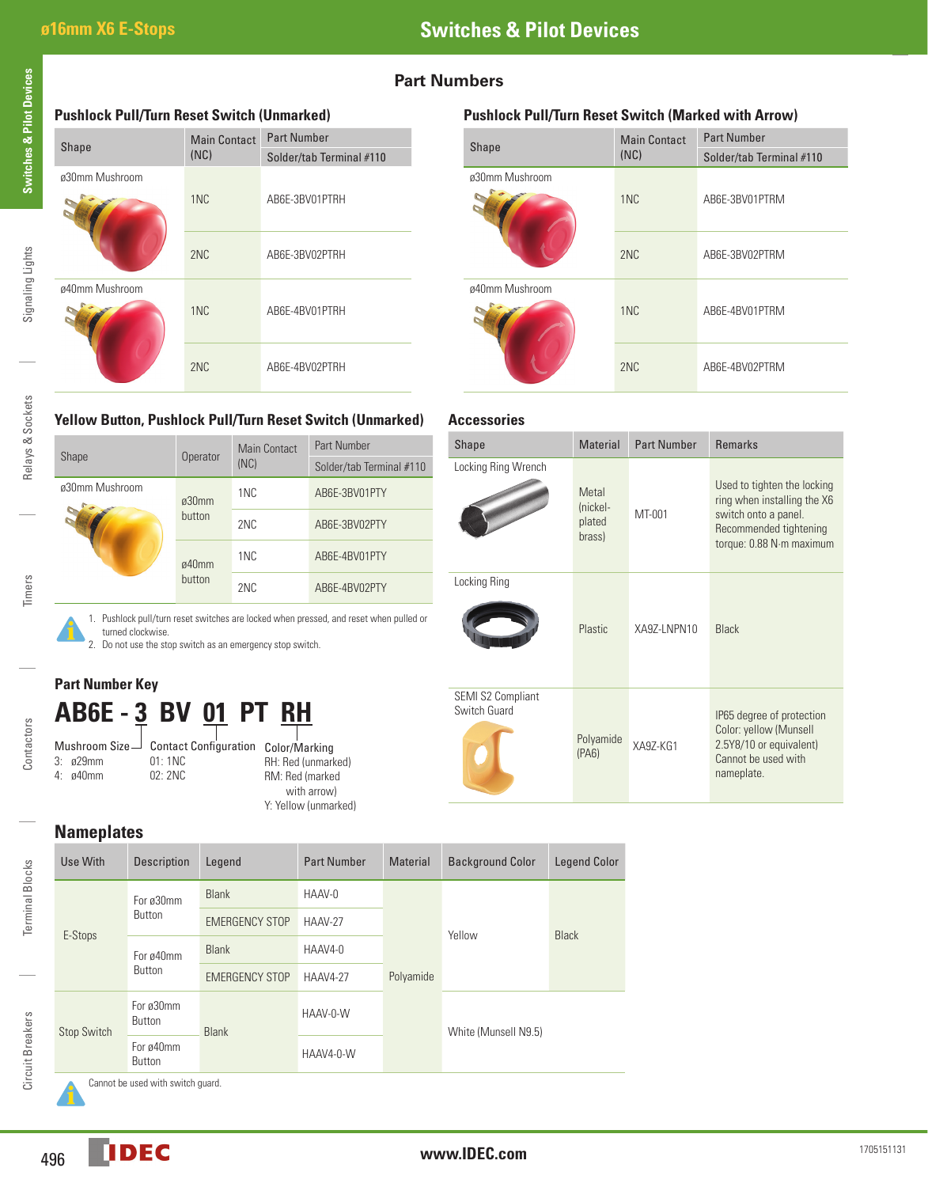## Part Numbers

### Pushlock Pull/Turn Reset Switch (Unmarked)

| Shape | Main Contact (NC) | Part Number |
|---|---|---|
| | | Solder/tab Terminal #110 |
| ø30mm Mushroom | 1NC | AB6E-3BV01PTRH |
| | 2NC | AB6E-3BV02PTRH |
| ø40mm Mushroom | 1NC | AB6E-4BV01PTRH |
| | 2NC | AB6E-4BV02PTRH |

### Pushlock Pull/Turn Reset Switch (Marked with Arrow)

| Shape | Main Contact (NC) | Part Number |
|---|---|---|
| | | Solder/tab Terminal #110 |
| ø30mm Mushroom | 1NC | AB6E-3BV01PTRM |
| | 2NC | AB6E-3BV02PTRM |
| ø40mm Mushroom | 1NC | AB6E-4BV01PTRM |
| | 2NC | AB6E-4BV02PTRM |

### Yellow Button, Pushlock Pull/Turn Reset Switch (Unmarked)

| Shape | Operator | Main Contact (NC) | Part Number |
|---|---|---|---|
| | | | Solder/tab Terminal #110 |
| ø30mm Mushroom | ø30mm button | 1NC | AB6E-3BV01PTY |
| | | 2NC | AB6E-3BV02PTY |
| | ø40mm button | 1NC | AB6E-4BV01PTY |
| | | 2NC | AB6E-4BV02PTY |

1. Pushlock pull/turn reset switches are locked when pressed, and reset when pulled or turned clockwise.
2. Do not use the stop switch as an emergency stop switch.

### Part Number Key

**AB6E - 3 BV 01 PT RH**

- Mushroom Size
  - 3: ø29mm
  - 4: ø40mm
- Contact Configuration
  - 01: 1NC
  - 02: 2NC
- Color/Marking
  - RH: Red (unmarked)
  - RM: Red (marked with arrow)
  - Y: Yellow (unmarked)

### Accessories

| Shape | Material | Part Number | Remarks |
|---|---|---|---|
| Locking Ring Wrench | Metal (nickel-plated brass) | MT-001 | Used to tighten the locking ring when installing the X6 switch onto a panel. Recommended tightening torque: 0.88 N·m maximum |
| Locking Ring | Plastic | XA9Z-LNPN10 | Black |
| SEMI S2 Compliant Switch Guard | Polyamide (PA6) | XA9Z-KG1 | IP65 degree of protection<br>Color: yellow (Munsell 2.5Y8/10 or equivalent)<br>Cannot be used with nameplate. |

### Nameplates

| Use With | Description | Legend | Part Number | Material | Background Color | Legend Color |
|---|---|---|---|---|---|---|
| E-Stops | For ø30mm Button | Blank | HAAV-0 | Polyamide | Yellow | Black |
| | | EMERGENCY STOP | HAAV-27 | | | |
| | For ø40mm Button | Blank | HAAV4-0 | | | |
| | | EMERGENCY STOP | HAAV4-27 | | | |
| Stop Switch | For ø30mm Button | Blank | HAAV-0-W | | White (Munsell N9.5) | |
| | For ø40mm Button | | HAAV4-0-W | | | |

Cannot be used with switch guard.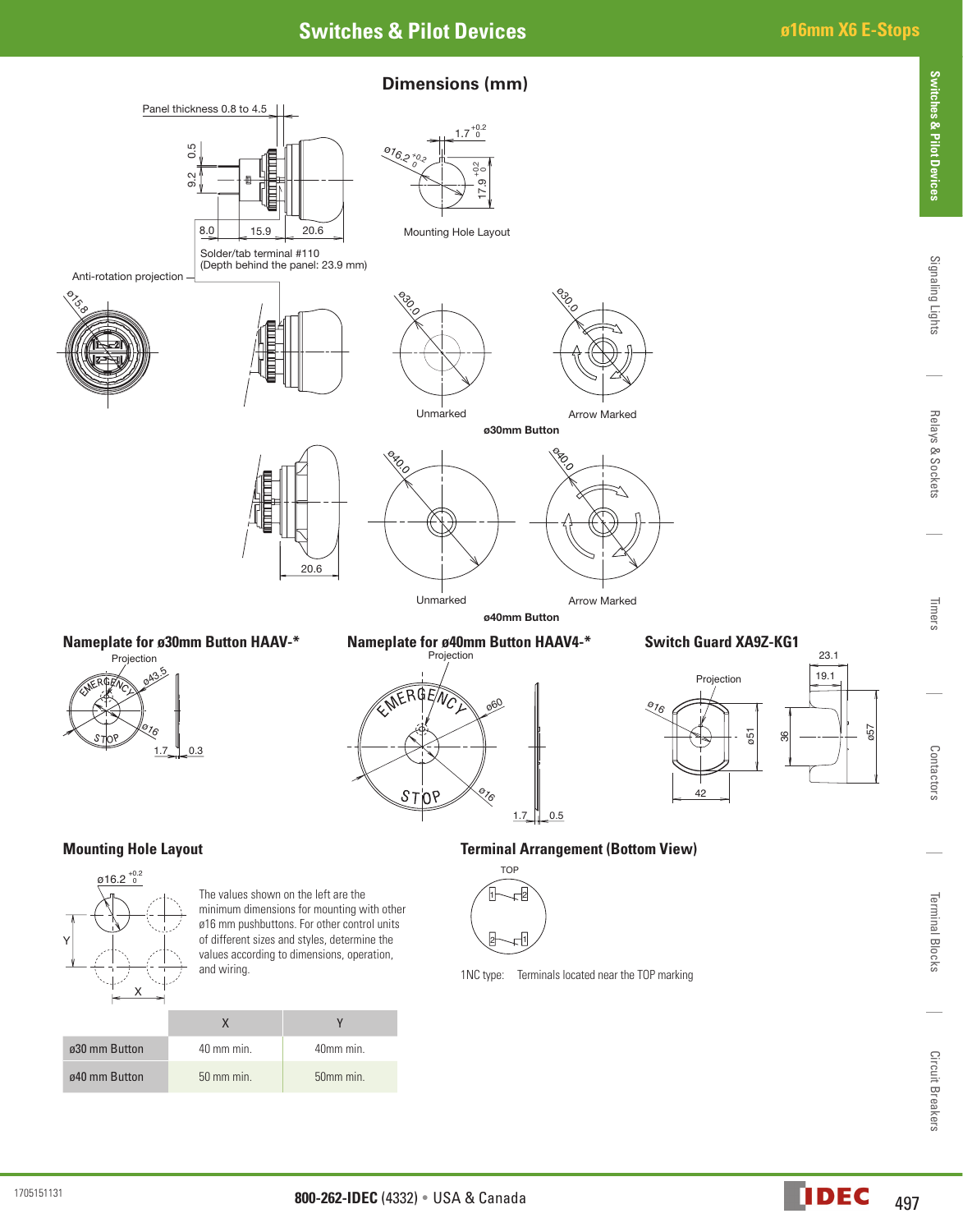## Dimensions (mm)

Panel thickness 0.8 to 4.5

Solder/tab terminal #110
(Depth behind the panel: 23.9 mm)

Anti-rotation projection

Mounting Hole Layout

Unmarked

Arrow Marked

ø30mm Button

Unmarked

Arrow Marked

ø40mm Button

### Nameplate for ø30mm Button HAAV-*

### Nameplate for ø40mm Button HAAV4-*

### Switch Guard XA9Z-KG1

### Mounting Hole Layout

The values shown on the left are the minimum dimensions for mounting with other ø16 mm pushbuttons. For other control units of different sizes and styles, determine the values according to dimensions, operation, and wiring.

| | X | Y |
|---|---|---|
| ø30 mm Button | 40 mm min. | 40mm min. |
| ø40 mm Button | 50 mm min. | 50mm min. |

### Terminal Arrangement (Bottom View)

1NC type: Terminals located near the TOP marking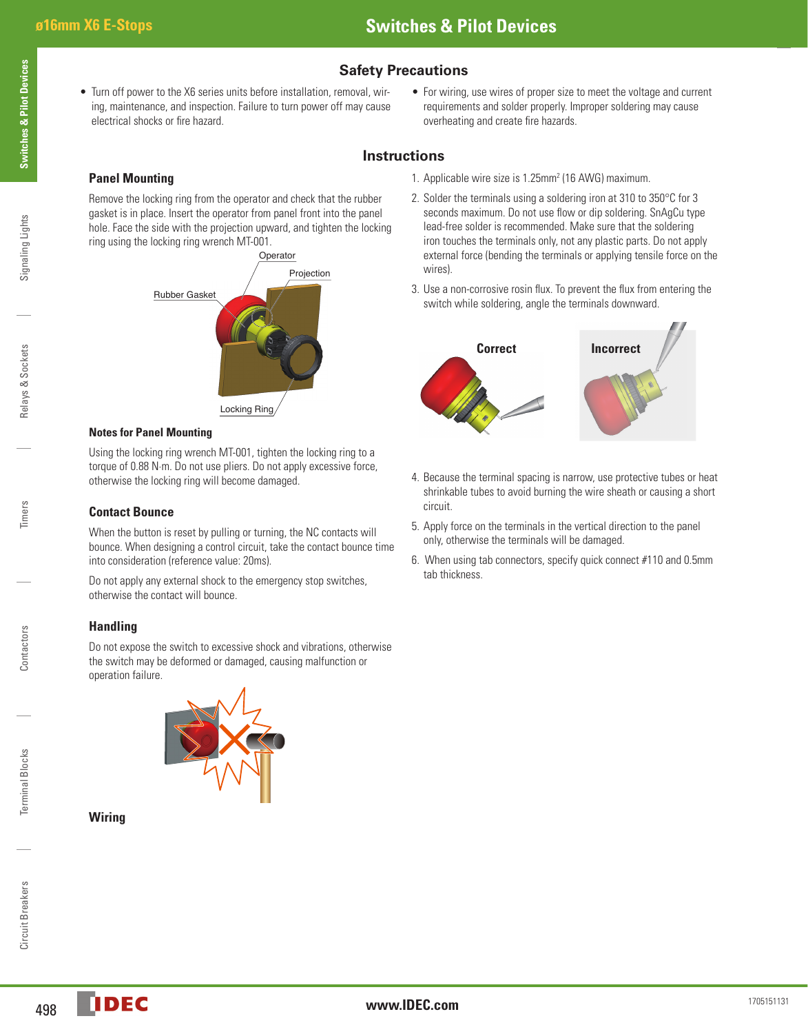## Safety Precautions

- Turn off power to the X6 series units before installation, removal, wiring, maintenance, and inspection. Failure to turn power off may cause electrical shocks or fire hazard.
- For wiring, use wires of proper size to meet the voltage and current requirements and solder properly. Improper soldering may cause overheating and create fire hazards.

## Instructions

### Panel Mounting

Remove the locking ring from the operator and check that the rubber gasket is in place. Insert the operator from panel front into the panel hole. Face the side with the projection upward, and tighten the locking ring using the locking ring wrench MT-001.

Operator

Projection

Rubber Gasket

Locking Ring

### Notes for Panel Mounting

Using the locking ring wrench MT-001, tighten the locking ring to a torque of 0.88 N·m. Do not use pliers. Do not apply excessive force, otherwise the locking ring will become damaged.

### Contact Bounce

When the button is reset by pulling or turning, the NC contacts will bounce. When designing a control circuit, take the contact bounce time into consideration (reference value: 20ms).

Do not apply any external shock to the emergency stop switches, otherwise the contact will bounce.

### Handling

Do not expose the switch to excessive shock and vibrations, otherwise the switch may be deformed or damaged, causing malfunction or operation failure.

### Wiring

1. Applicable wire size is 1.25mm$^2$ (16 AWG) maximum.
2. Solder the terminals using a soldering iron at 310 to 350°C for 3 seconds maximum. Do not use flow or dip soldering. SnAgCu type lead-free solder is recommended. Make sure that the soldering iron touches the terminals only, not any plastic parts. Do not apply external force (bending the terminals or applying tensile force on the wires).
3. Use a non-corrosive rosin flux. To prevent the flux from entering the switch while soldering, angle the terminals downward.

Correct | Incorrect

4. Because the terminal spacing is narrow, use protective tubes or heat shrinkable tubes to avoid burning the wire sheath or causing a short circuit.
5. Apply force on the terminals in the vertical direction to the panel only, otherwise the terminals will be damaged.
6. When using tab connectors, specify quick connect #110 and 0.5mm tab thickness.